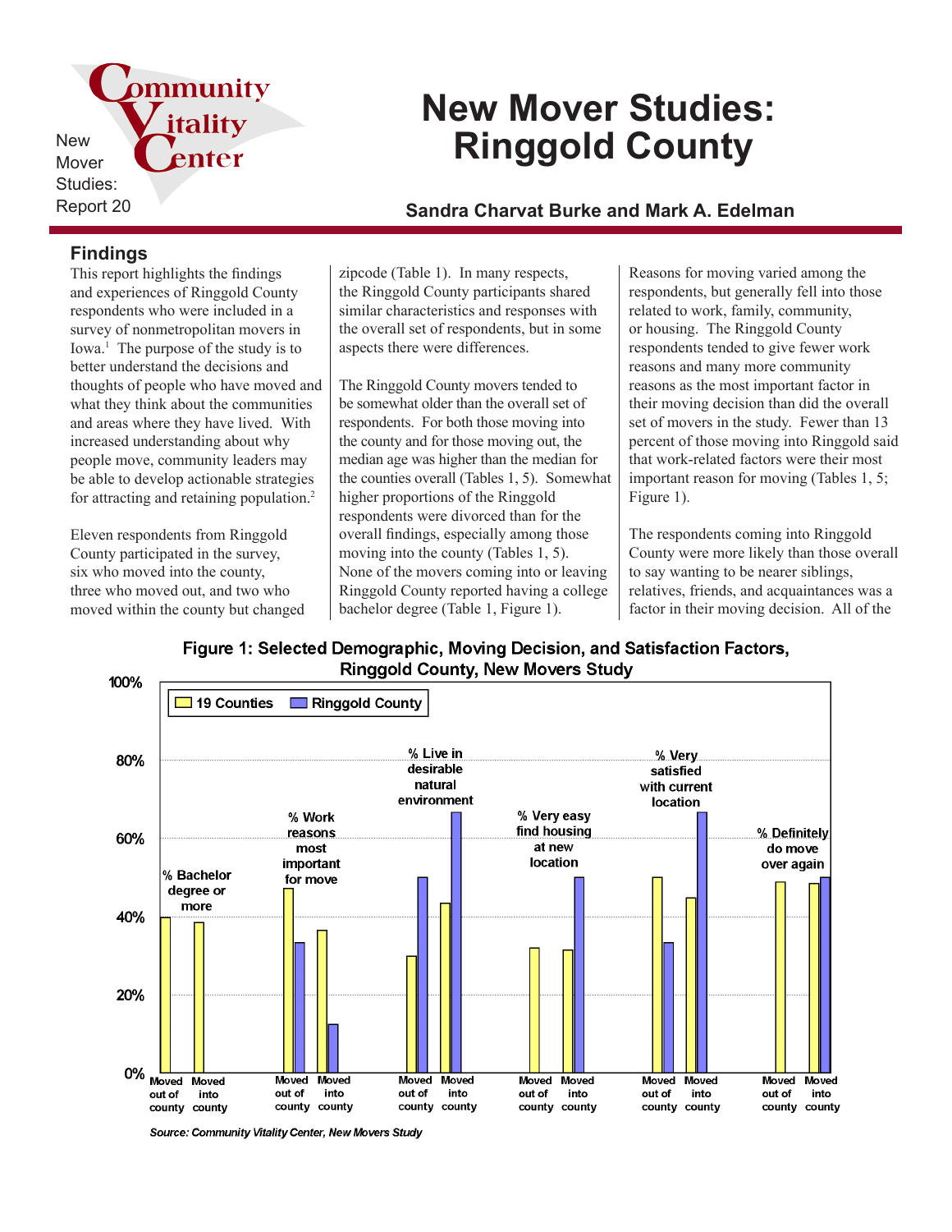New Mover Studies: Report 20

Community Vitality Center

# New Mover Studies: Ringgold County

### Sandra Charvat Burke and Mark A. Edelman

## Findings

This report highlights the findings and experiences of Ringgold County respondents who were included in a survey of nonmetropolitan movers in Iowa.[1] The purpose of the study is to better understand the decisions and thoughts of people who have moved and what they think about the communities and areas where they have lived. With increased understanding about why people move, community leaders may be able to develop actionable strategies for attracting and retaining population.[2]

Eleven respondents from Ringgold County participated in the survey, six who moved into the county, three who moved out, and two who moved within the county but changed zipcode (Table 1). In many respects, the Ringgold County participants shared similar characteristics and responses with the overall set of respondents, but in some aspects there were differences.

The Ringgold County movers tended to be somewhat older than the overall set of respondents. For both those moving into the county and for those moving out, the median age was higher than the median for the counties overall (Tables 1, 5). Somewhat higher proportions of the Ringgold respondents were divorced than for the overall findings, especially among those moving into the county (Tables 1, 5). None of the movers coming into or leaving Ringgold County reported having a college bachelor degree (Table 1, Figure 1).

Reasons for moving varied among the respondents, but generally fell into those related to work, family, community, or housing. The Ringgold County respondents tended to give fewer work reasons and many more community reasons as the most important factor in their moving decision than did the overall set of movers in the study. Fewer than 13 percent of those moving into Ringgold said that work-related factors were their most important reason for moving (Tables 1, 5; Figure 1).

The respondents coming into Ringgold County were more likely than those overall to say wanting to be nearer siblings, relatives, friends, and acquaintances was a factor in their moving decision. All of the

**Figure 1: Selected Demographic, Moving Decision, and Satisfaction Factors, Ringgold County, New Movers Study**

| Factor | Group | 19 Counties | Ringgold County |
|---|---|---|---|
| % Bachelor degree or more | Moved out of county | ~40% | 0% |
| | Moved into county | ~39% | 0% |
| % Work reasons most important for move | Moved out of county | ~47% | ~33% |
| | Moved into county | ~37% | ~12% |
| % Live in desirable natural environment | Moved out of county | ~30% | ~50% |
| | Moved into county | ~44% | ~67% |
| % Very easy find housing at new location | Moved out of county | ~32% | 0% |
| | Moved into county | ~31% | ~50% |
| % Very satisfied with current location | Moved out of county | ~50% | ~33% |
| | Moved into county | ~45% | ~67% |
| % Definitely do move over again | Moved out of county | ~49% | 0% |
| | Moved into county | ~48% | ~50% |

*Source: Community Vitality Center, New Movers Study*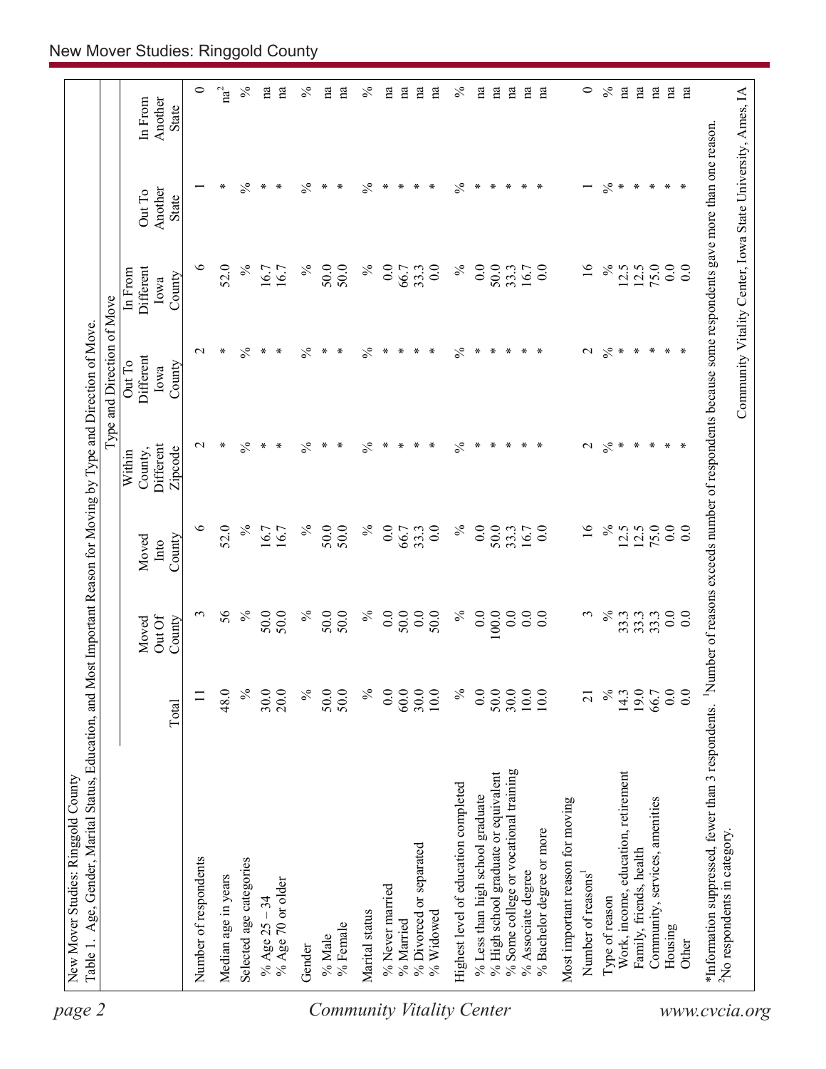New Mover Studies: Ringgold County

Table 1. Age, Gender, Marital Status, Education, and Most Important Reason for Moving by Type and Direction of Move.

| | | | | Type and Direction of Move | | | | |
|---|---|---|---|---|---|---|---|---|
| | Total | Moved Out Of County | Moved Into County | Within County, Different Zipcode | Out To Different Iowa County | In From Different Iowa County | Out To Another State | In From Another State |
| Number of respondents | 11 | 3 | 6 | 2 | 2 | 6 | 1 | 0 |
| Median age in years | 48.0 | 56 | 52.0 | * | * | 52.0 | * | na[2] |
| Selected age categories | % | % | % | % | % | % | % | % |
| % Age 25 – 34 | 30.0 | 50.0 | 16.7 | * | * | 16.7 | * | na |
| % Age 70 or older | 20.0 | 50.0 | 16.7 | * | * | 16.7 | * | na |
| Gender | % | % | % | % | % | % | % | % |
| % Male | 50.0 | 50.0 | 50.0 | * | * | 50.0 | * | na |
| % Female | 50.0 | 50.0 | 50.0 | * | * | 50.0 | * | na |
| Marital status | % | % | % | % | % | % | % | % |
| % Never married | 0.0 | 0.0 | 0.0 | * | * | 0.0 | * | na |
| % Married | 60.0 | 50.0 | 66.7 | * | * | 66.7 | * | na |
| % Divorced or separated | 30.0 | 0.0 | 33.3 | * | * | 33.3 | * | na |
| % Widowed | 10.0 | 50.0 | 0.0 | * | * | 0.0 | * | na |
| Highest level of education completed | % | % | % | % | % | % | % | % |
| % Less than high school graduate | 0.0 | 0.0 | 0.0 | * | * | 0.0 | * | na |
| % High school graduate or equivalent | 50.0 | 100.0 | 50.0 | * | * | 50.0 | * | na |
| % Some college or vocational training | 30.0 | 0.0 | 33.3 | * | * | 33.3 | * | na |
| % Associate degree | 10.0 | 0.0 | 16.7 | * | * | 16.7 | * | na |
| % Bachelor degree or more | 10.0 | 0.0 | 0.0 | * | * | 0.0 | * | na |
| Most important reason for moving | | | | | | | | |
| Number of reasons[1] | 21 | 3 | 16 | 2 | 2 | 16 | 1 | 0 |
| Type of reason | % | % | % | % | % | % | % | % |
| Work, income, education, retirement | 14.3 | 33.3 | 12.5 | * | * | 12.5 | * | na |
| Family, friends, health | 19.0 | 33.3 | 12.5 | * | * | 12.5 | * | na |
| Community, services, amenities | 66.7 | 33.3 | 75.0 | * | * | 75.0 | * | na |
| Housing | 0.0 | 0.0 | 0.0 | * | * | 0.0 | * | na |
| Other | 0.0 | 0.0 | 0.0 | * | * | 0.0 | * | na |

*Information suppressed, fewer than 3 respondents. [1]Number of reasons exceeds number of respondents because some respondents gave more than one reason.
[2]No respondents in category.

Community Vitality Center, Iowa State University, Ames, IA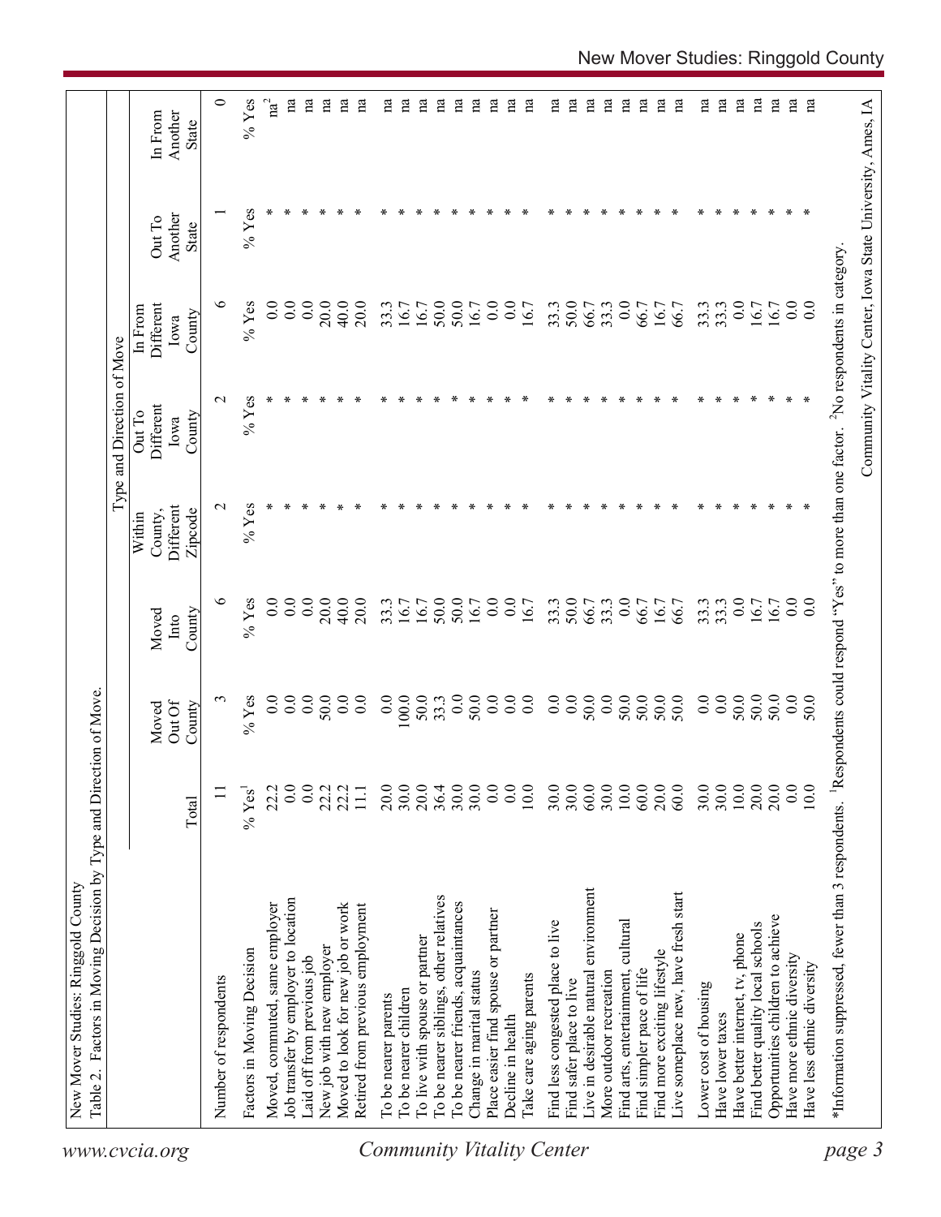New Mover Studies: Ringgold County

Table 2. Factors in Moving Decision by Type and Direction of Move.

| | Total | Moved Out Of County | Moved Into County | Type and Direction of Move: Within County, Different Zipcode | Out To Different Iowa County | In From Different Iowa County | Out To Another State | In From Another State |
|---|---|---|---|---|---|---|---|---|
| Number of respondents | 11 | 3 | 6 | 2 | 2 | 6 | 1 | 0 |
| Factors in Moving Decision | % Yes[1] | % Yes | % Yes | % Yes | % Yes | % Yes | % Yes | % Yes |
| Moved, commuted, same employer | 22.2 | 0.0 | 0.0 | * | * | 0.0 | * | na[2] |
| Job transfer by employer to location | 0.0 | 0.0 | 0.0 | * | * | 0.0 | * | na |
| Laid off from previous job | 0.0 | 0.0 | 0.0 | * | * | 0.0 | * | na |
| New job with new employer | 22.2 | 50.0 | 20.0 | * | * | 20.0 | * | na |
| Moved to look for new job or work | 22.2 | 0.0 | 40.0 | * | * | 40.0 | * | na |
| Retired from previous employment | 11.1 | 0.0 | 20.0 | * | * | 20.0 | * | na |
| To be nearer parents | 20.0 | 0.0 | 33.3 | * | * | 33.3 | * | na |
| To be nearer children | 30.0 | 100.0 | 16.7 | * | * | 16.7 | * | na |
| To live with spouse or partner | 20.0 | 50.0 | 16.7 | * | * | 16.7 | * | na |
| To be nearer siblings, other relatives | 36.4 | 33.3 | 50.0 | * | * | 50.0 | * | na |
| To be nearer friends, acquaintances | 30.0 | 0.0 | 50.0 | * | * | 50.0 | * | na |
| Change in marital status | 30.0 | 50.0 | 16.7 | * | * | 16.7 | * | na |
| Place easier find spouse or partner | 0.0 | 0.0 | 0.0 | * | * | 0.0 | * | na |
| Decline in health | 0.0 | 0.0 | 0.0 | * | * | 0.0 | * | na |
| Take care aging parents | 10.0 | 0.0 | 16.7 | * | * | 16.7 | * | na |
| Find less congested place to live | 30.0 | 0.0 | 33.3 | * | * | 33.3 | * | na |
| Find safer place to live | 30.0 | 0.0 | 50.0 | * | * | 50.0 | * | na |
| Live in desirable natural environment | 60.0 | 50.0 | 66.7 | * | * | 66.7 | * | na |
| More outdoor recreation | 30.0 | 0.0 | 33.3 | * | * | 33.3 | * | na |
| Find arts, entertainment, cultural | 10.0 | 50.0 | 0.0 | * | * | 0.0 | * | na |
| Find simpler pace of life | 60.0 | 50.0 | 66.7 | * | * | 66.7 | * | na |
| Find more exciting lifestyle | 20.0 | 50.0 | 16.7 | * | * | 16.7 | * | na |
| Live someplace new, have fresh start | 60.0 | 50.0 | 66.7 | * | * | 66.7 | * | na |
| Lower cost of housing | 30.0 | 0.0 | 33.3 | * | * | 33.3 | * | na |
| Have lower taxes | 30.0 | 0.0 | 33.3 | * | * | 33.3 | * | na |
| Have better internet, tv, phone | 10.0 | 50.0 | 0.0 | * | * | 0.0 | * | na |
| Find better quality local schools | 20.0 | 50.0 | 16.7 | * | * | 16.7 | * | na |
| Opportunities children to achieve | 20.0 | 50.0 | 16.7 | * | * | 16.7 | * | na |
| Have more ethnic diversity | 0.0 | 0.0 | 0.0 | * | * | 0.0 | * | na |
| Have less ethnic diversity | 10.0 | 50.0 | 0.0 | * | * | 0.0 | * | na |

*Information suppressed, fewer than 3 respondents. [1]Respondents could respond "Yes" to more than one factor. [2]No respondents in category.

Community Vitality Center, Iowa State University, Ames, IA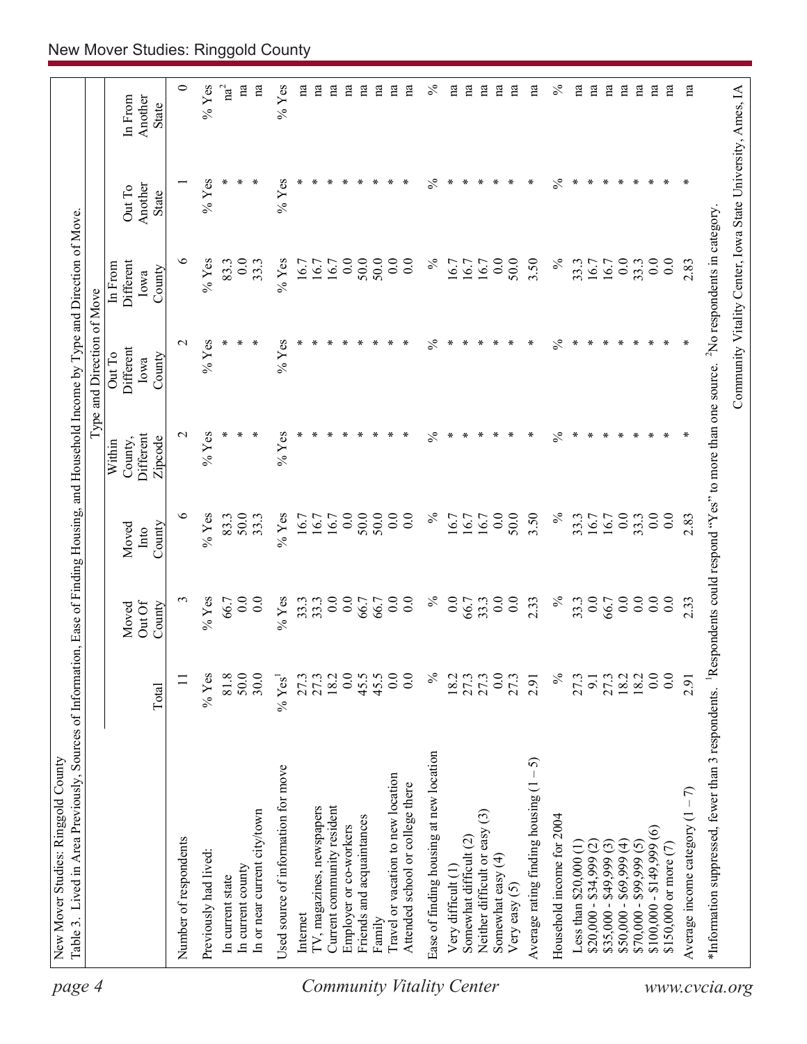New Mover Studies: Ringgold County

Table 3. Lived in Area Previously, Sources of Information, Ease of Finding Housing, and Household Income by Type and Direction of Move.

| | Total | Moved Out Of County | Moved Into County | Type and Direction of Move: Within County, Different Zipcode | Out To Different Iowa County | In From Different Iowa County | Out To Another State | In From Another State |
|---|---|---|---|---|---|---|---|---|
| Number of respondents | 11 | 3 | 6 | 2 | 2 | 6 | 1 | 0 |
| Previously had lived: | % Yes | % Yes | % Yes | % Yes | % Yes | % Yes | % Yes | % Yes |
| In current state | 81.8 | 66.7 | 83.3 | * | * | 83.3 | * | na[2] |
| In current county | 50.0 | 0.0 | 50.0 | * | * | 0.0 | * | na |
| In or near current city/town | 30.0 | 0.0 | 33.3 | * | * | 33.3 | * | na |
| Used source of information for move | % Yes[1] | % Yes | % Yes | % Yes | % Yes | % Yes | % Yes | % Yes |
| Internet | 27.3 | 33.3 | 16.7 | * | * | 16.7 | * | na |
| TV, magazines, newspapers | 27.3 | 33.3 | 16.7 | * | * | 16.7 | * | na |
| Current community resident | 18.2 | 0.0 | 16.7 | * | * | 16.7 | * | na |
| Employer or co-workers | 0.0 | 0.0 | 0.0 | * | * | 0.0 | * | na |
| Friends and acquaintances | 45.5 | 66.7 | 50.0 | * | * | 50.0 | * | na |
| Family | 45.5 | 66.7 | 50.0 | * | * | 50.0 | * | na |
| Travel or vacation to new location | 0.0 | 0.0 | 0.0 | * | * | 0.0 | * | na |
| Attended school or college there | 0.0 | 0.0 | 0.0 | * | * | 0.0 | * | na |
| Ease of finding housing at new location | % | % | % | % | % | % | % | % |
| Very difficult (1) | 18.2 | 0.0 | 16.7 | * | * | 16.7 | * | na |
| Somewhat difficult (2) | 27.3 | 66.7 | 16.7 | * | * | 16.7 | * | na |
| Neither difficult or easy (3) | 27.3 | 33.3 | 16.7 | * | * | 16.7 | * | na |
| Somewhat easy (4) | 0.0 | 0.0 | 0.0 | * | * | 0.0 | * | na |
| Very easy (5) | 27.3 | 0.0 | 50.0 | * | * | 50.0 | * | na |
| Average rating finding housing (1 – 5) | 2.91 | 2.33 | 3.50 | * | * | 3.50 | * | na |
| Household income for 2004 | % | % | % | % | % | % | % | % |
| Less than $20,000 (1) | 27.3 | 33.3 | 33.3 | * | * | 33.3 | * | na |
| $20,000 - $34,999 (2) | 9.1 | 0.0 | 16.7 | * | * | 16.7 | * | na |
| $35,000 - $49,999 (3) | 27.3 | 66.7 | 16.7 | * | * | 16.7 | * | na |
| $50,000 - $69,999 (4) | 18.2 | 0.0 | 0.0 | * | * | 0.0 | * | na |
| $70,000 - $99,999 (5) | 18.2 | 0.0 | 33.3 | * | * | 33.3 | * | na |
| $100,000 - $149,999 (6) | 0.0 | 0.0 | 0.0 | * | * | 0.0 | * | na |
| $150,000 or more (7) | 0.0 | 0.0 | 0.0 | * | * | 0.0 | * | na |
| Average income category (1 – 7) | 2.91 | 2.33 | 2.83 | * | * | 2.83 | * | na |

*Information suppressed, fewer than 3 respondents. [1]Respondents could respond "Yes" to more than one source. [2]No respondents in category.

Community Vitality Center, Iowa State University, Ames, IA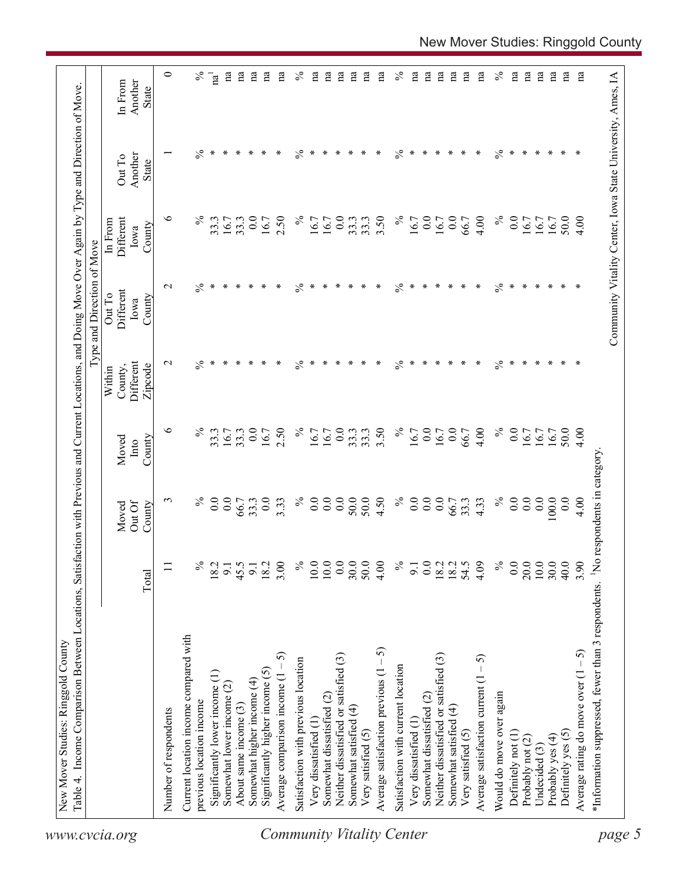New Mover Studies: Ringgold County

Table 4. Income Comparison Between Locations, Satisfaction with Previous and Current Locations, and Doing Move Over Again by Type and Direction of Move.

| | | Type and Direction of Move | | | | | | |
|---|---|---|---|---|---|---|---|---|
| | Total | Moved Out Of County | Moved Into County | Within County, Different Zipcode | Out To Different Iowa County | In From Different Iowa County | Out To Another State | In From Another State |
| Number of respondents | 11 | 3 | 6 | 2 | 2 | 6 | 1 | 0 |
| Current location income compared with previous location income | % | % | % | % | % | % | % | % |
| Significantly lower income (1) | 18.2 | 0.0 | 33.3 | * | * | 33.3 | * | na[1] |
| Somewhat lower income (2) | 9.1 | 0.0 | 16.7 | * | * | 16.7 | * | na |
| About same income (3) | 45.5 | 66.7 | 33.3 | * | * | 33.3 | * | na |
| Somewhat higher income (4) | 9.1 | 33.3 | 0.0 | * | * | 0.0 | * | na |
| Significantly higher income (5) | 18.2 | 0.0 | 16.7 | * | * | 16.7 | * | na |
| Average comparison income (1 – 5) | 3.00 | 3.33 | 2.50 | * | * | 2.50 | * | na |
| Satisfaction with previous location | % | % | % | % | % | % | % | % |
| Very dissatisfied (1) | 10.0 | 0.0 | 16.7 | * | * | 16.7 | * | na |
| Somewhat dissatisfied (2) | 10.0 | 0.0 | 16.7 | * | * | 16.7 | * | na |
| Neither dissatisfied or satisfied (3) | 0.0 | 0.0 | 0.0 | * | * | 0.0 | * | na |
| Somewhat satisfied (4) | 30.0 | 50.0 | 33.3 | * | * | 33.3 | * | na |
| Very satisfied (5) | 50.0 | 50.0 | 33.3 | * | * | 33.3 | * | na |
| Average satisfaction previous (1 – 5) | 4.00 | 4.50 | 3.50 | * | * | 3.50 | * | na |
| Satisfaction with current location | % | % | % | % | % | % | % | % |
| Very dissatisfied (1) | 9.1 | 0.0 | 16.7 | * | * | 16.7 | * | na |
| Somewhat dissatisfied (2) | 0.0 | 0.0 | 0.0 | * | * | 0.0 | * | na |
| Neither dissatisfied or satisfied (3) | 18.2 | 0.0 | 16.7 | * | * | 16.7 | * | na |
| Somewhat satisfied (4) | 18.2 | 66.7 | 0.0 | * | * | 0.0 | * | na |
| Very satisfied (5) | 54.5 | 33.3 | 66.7 | * | * | 66.7 | * | na |
| Average satisfaction current (1 – 5) | 4.09 | 4.33 | 4.00 | * | * | 4.00 | * | na |
| Would do move over again | % | % | % | % | % | % | % | % |
| Definitely not (1) | 0.0 | 0.0 | 0.0 | * | * | 0.0 | * | na |
| Probably not (2) | 20.0 | 0.0 | 16.7 | * | * | 16.7 | * | na |
| Undecided (3) | 10.0 | 0.0 | 16.7 | * | * | 16.7 | * | na |
| Probably yes (4) | 30.0 | 100.0 | 16.7 | * | * | 16.7 | * | na |
| Definitely yes (5) | 40.0 | 0.0 | 50.0 | * | * | 50.0 | * | na |
| Average rating do move over (1 – 5) | 3.90 | 4.00 | 4.00 | * | * | 4.00 | * | na |

*Information suppressed, fewer than 3 respondents. [1]No respondents in category.

Community Vitality Center, Iowa State University, Ames, IA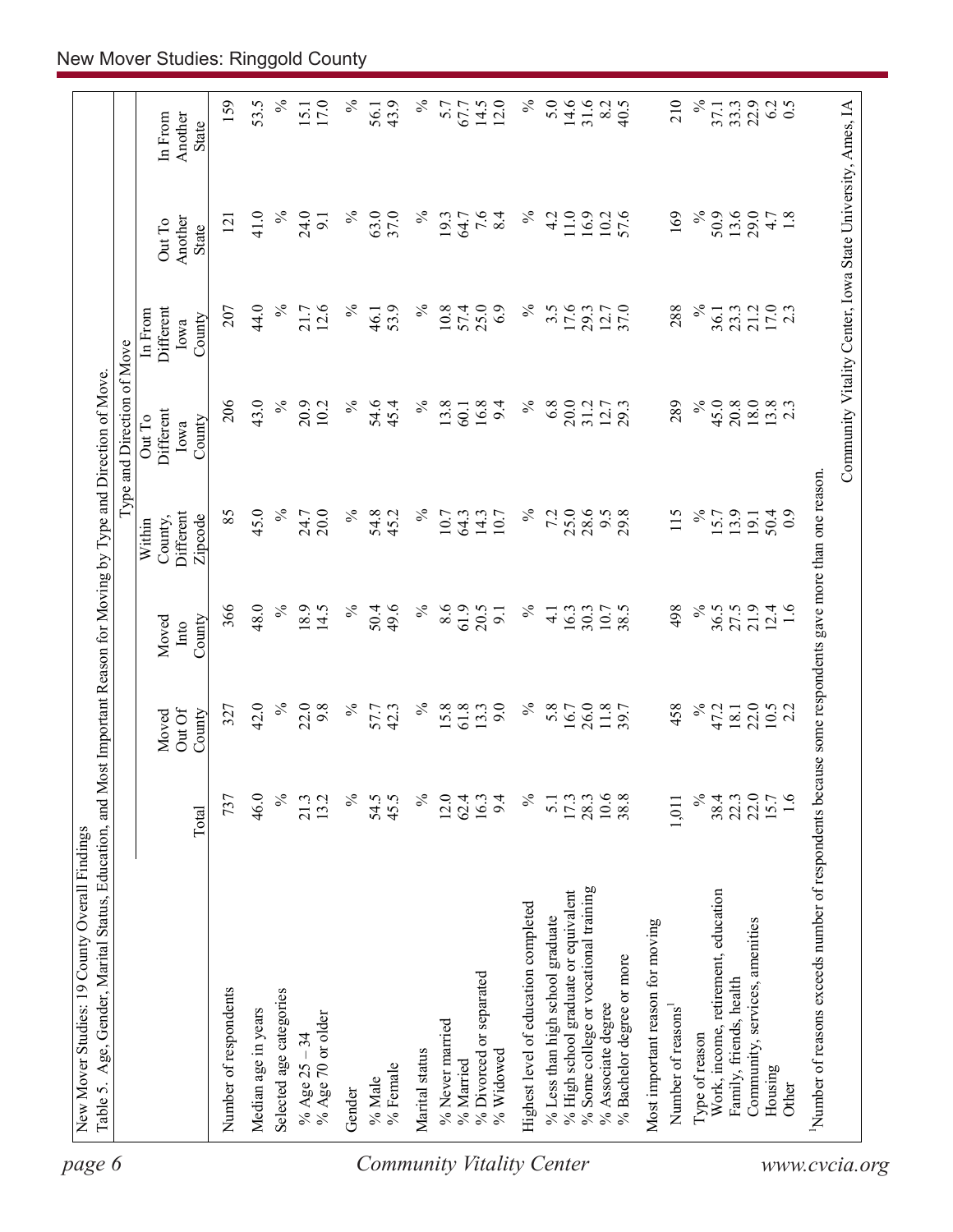New Mover Studies: 19 County Overall Findings

Table 5. Age, Gender, Marital Status, Education, and Most Important Reason for Moving by Type and Direction of Move.

| | Total | Moved Out Of County | Moved Into County | Type and Direction of Move: Within County, Different Zipcode | Out To Different Iowa County | In From Different Iowa County | Out To Another State | In From Another State |
|---|---|---|---|---|---|---|---|---|
| Number of respondents | 737 | 327 | 366 | 85 | 206 | 207 | 121 | 159 |
| Median age in years | 46.0 | 42.0 | 48.0 | 45.0 | 43.0 | 44.0 | 41.0 | 53.5 |
| Selected age categories | % | % | % | % | % | % | % | % |
| % Age 25 – 34 | 21.3 | 22.0 | 18.9 | 24.7 | 20.9 | 21.7 | 24.0 | 15.1 |
| % Age 70 or older | 13.2 | 9.8 | 14.5 | 20.0 | 10.2 | 12.6 | 9.1 | 17.0 |
| Gender | % | % | % | % | % | % | % | % |
| % Male | 54.5 | 57.7 | 50.4 | 54.8 | 54.6 | 46.1 | 63.0 | 56.1 |
| % Female | 45.5 | 42.3 | 49.6 | 45.2 | 45.4 | 53.9 | 37.0 | 43.9 |
| Marital status | % | % | % | % | % | % | % | % |
| % Never married | 12.0 | 15.8 | 8.6 | 10.7 | 13.8 | 10.8 | 19.3 | 5.7 |
| % Married | 62.4 | 61.8 | 61.9 | 64.3 | 60.1 | 57.4 | 64.7 | 67.7 |
| % Divorced or separated | 16.3 | 13.3 | 20.5 | 14.3 | 16.8 | 25.0 | 7.6 | 14.5 |
| % Widowed | 9.4 | 9.0 | 9.1 | 10.7 | 9.4 | 6.9 | 8.4 | 12.0 |
| Highest level of education completed | % | % | % | % | % | % | % | % |
| % Less than high school graduate | 5.1 | 5.8 | 4.1 | 7.2 | 6.8 | 3.5 | 4.2 | 5.0 |
| % High school graduate or equivalent | 17.3 | 16.7 | 16.3 | 25.0 | 20.0 | 17.6 | 11.0 | 14.6 |
| % Some college or vocational training | 28.3 | 26.0 | 30.3 | 28.6 | 31.2 | 29.3 | 16.9 | 31.6 |
| % Associate degree | 10.6 | 11.8 | 10.7 | 9.5 | 12.7 | 12.7 | 10.2 | 8.2 |
| % Bachelor degree or more | 38.8 | 39.7 | 38.5 | 29.8 | 29.3 | 37.0 | 57.6 | 40.5 |
| Most important reason for moving | | | | | | | | |
| Number of reasons[1] | 1,011 | 458 | 498 | 115 | 289 | 288 | 169 | 210 |
| Type of reason | % | % | % | % | % | % | % | % |
| Work, income, retirement, education | 38.4 | 47.2 | 36.5 | 15.7 | 45.0 | 36.1 | 50.9 | 37.1 |
| Family, friends, health | 22.3 | 18.1 | 27.5 | 13.9 | 20.8 | 23.3 | 13.6 | 33.3 |
| Community, services, amenities | 22.0 | 22.0 | 21.9 | 19.1 | 18.0 | 21.2 | 29.0 | 22.9 |
| Housing | 15.7 | 10.5 | 12.4 | 50.4 | 13.8 | 17.0 | 4.7 | 6.2 |
| Other | 1.6 | 2.2 | 1.6 | 0.9 | 2.3 | 2.3 | 1.8 | 0.5 |

[1]Number of reasons exceeds number of respondents because some respondents gave more than one reason.

Community Vitality Center, Iowa State University, Ames, IA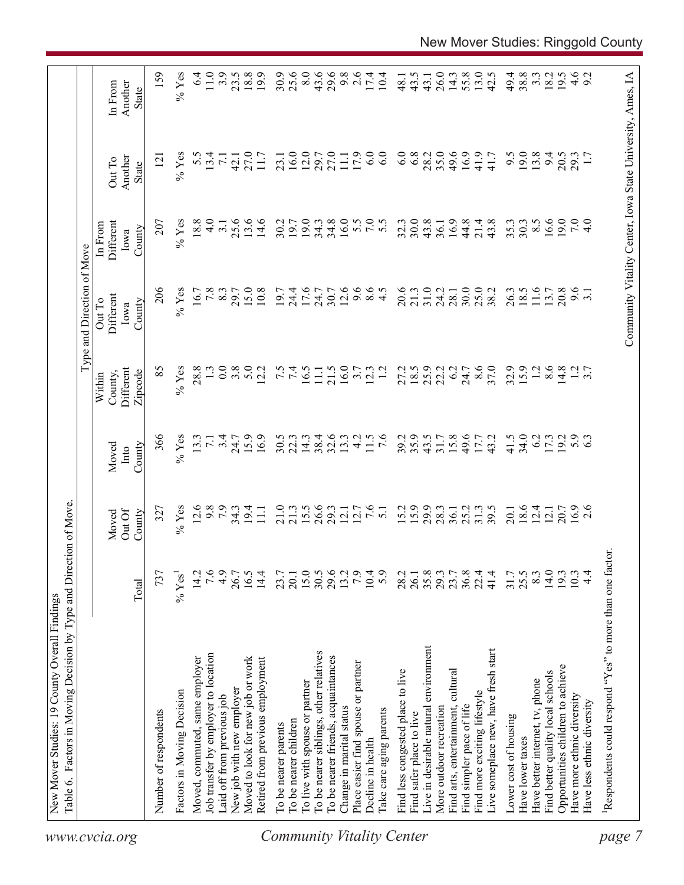New Mover Studies: 19 County Overall Findings

Table 6. Factors in Moving Decision by Type and Direction of Move.

| | | | | Type and Direction of Move | | | | |
|---|---|---|---|---|---|---|---|---|
| | Total | Moved Out Of County | Moved Into County | Within County, Different Zipcode | Out To Different Iowa County | In From Different Iowa County | Out To Another State | In From Another State |
| Number of respondents | 737 | 327 | 366 | 85 | 206 | 207 | 121 | 159 |
| Factors in Moving Decision | % Yes[1] | % Yes | % Yes | % Yes | % Yes | % Yes | % Yes | % Yes |
| Moved, commuted, same employer | 14.2 | 12.6 | 13.3 | 28.8 | 16.7 | 18.8 | 5.5 | 6.4 |
| Job transfer by employer to location | 7.6 | 9.8 | 7.1 | 1.3 | 7.8 | 4.0 | 13.4 | 11.0 |
| Laid off from previous job | 4.9 | 7.9 | 3.4 | 0.0 | 8.3 | 3.1 | 7.1 | 3.9 |
| New job with new employer | 26.7 | 34.3 | 24.7 | 3.8 | 29.7 | 25.6 | 42.1 | 23.5 |
| Moved to look for new job or work | 16.5 | 19.4 | 15.9 | 5.0 | 15.0 | 13.6 | 27.0 | 18.8 |
| Retired from previous employment | 14.4 | 11.1 | 16.9 | 12.2 | 10.8 | 14.6 | 11.7 | 19.9 |
| To be nearer parents | 23.7 | 21.0 | 30.5 | 7.5 | 19.7 | 30.2 | 23.1 | 30.9 |
| To be nearer children | 20.1 | 21.3 | 22.3 | 7.4 | 24.4 | 19.7 | 16.0 | 25.6 |
| To live with spouse or partner | 15.0 | 15.5 | 14.3 | 16.5 | 17.6 | 19.0 | 12.0 | 8.0 |
| To be nearer siblings, other relatives | 30.5 | 26.6 | 38.4 | 11.1 | 24.7 | 34.3 | 29.7 | 43.6 |
| To be nearer friends, acquaintances | 29.6 | 29.3 | 32.6 | 21.5 | 30.7 | 34.8 | 27.0 | 29.6 |
| Change in marital status | 13.2 | 12.1 | 13.3 | 16.0 | 12.6 | 16.0 | 11.1 | 9.8 |
| Place easier find spouse or partner | 7.9 | 12.7 | 4.2 | 3.7 | 9.6 | 5.5 | 17.9 | 2.6 |
| Decline in health | 10.4 | 7.6 | 11.5 | 12.3 | 8.6 | 7.0 | 6.0 | 17.4 |
| Take care aging parents | 5.9 | 5.1 | 7.6 | 1.2 | 4.5 | 5.5 | 6.0 | 10.4 |
| Find less congested place to live | 28.2 | 15.2 | 39.2 | 27.2 | 20.6 | 32.3 | 6.0 | 48.1 |
| Find safer place to live | 26.1 | 15.9 | 35.9 | 18.5 | 21.3 | 30.0 | 6.8 | 43.5 |
| Live in desirable natural environment | 35.8 | 29.9 | 43.5 | 25.9 | 31.0 | 43.8 | 28.2 | 43.1 |
| More outdoor recreation | 29.3 | 28.3 | 31.7 | 22.2 | 24.2 | 36.1 | 35.0 | 26.0 |
| Find arts, entertainment, cultural | 23.7 | 36.1 | 15.8 | 6.2 | 28.1 | 16.9 | 49.6 | 14.3 |
| Find simpler pace of life | 36.8 | 25.2 | 49.6 | 24.7 | 30.0 | 44.8 | 16.9 | 55.8 |
| Find more exciting lifestyle | 22.4 | 31.3 | 17.7 | 8.6 | 25.0 | 21.4 | 41.9 | 13.0 |
| Live someplace new, have fresh start | 41.4 | 39.5 | 43.2 | 37.0 | 38.2 | 43.8 | 41.7 | 42.5 |
| Lower cost of housing | 31.7 | 20.1 | 41.5 | 32.9 | 26.3 | 35.3 | 9.5 | 49.4 |
| Have lower taxes | 25.5 | 18.6 | 34.0 | 15.9 | 18.5 | 30.3 | 19.0 | 38.8 |
| Have better internet, tv, phone | 8.3 | 12.4 | 6.2 | 1.2 | 11.6 | 8.5 | 13.8 | 3.3 |
| Find better quality local schools | 14.0 | 12.1 | 17.3 | 8.6 | 13.7 | 16.6 | 9.4 | 18.2 |
| Opportunities children to achieve | 19.3 | 20.7 | 19.2 | 14.8 | 20.8 | 19.0 | 20.5 | 19.5 |
| Have more ethnic diversity | 10.3 | 16.9 | 5.9 | 1.2 | 9.6 | 7.0 | 29.3 | 4.6 |
| Have less ethnic diversity | 4.4 | 2.6 | 6.3 | 3.7 | 3.1 | 4.0 | 1.7 | 9.2 |

[1]Respondents could respond "Yes" to more than one factor.

Community Vitality Center, Iowa State University, Ames, IA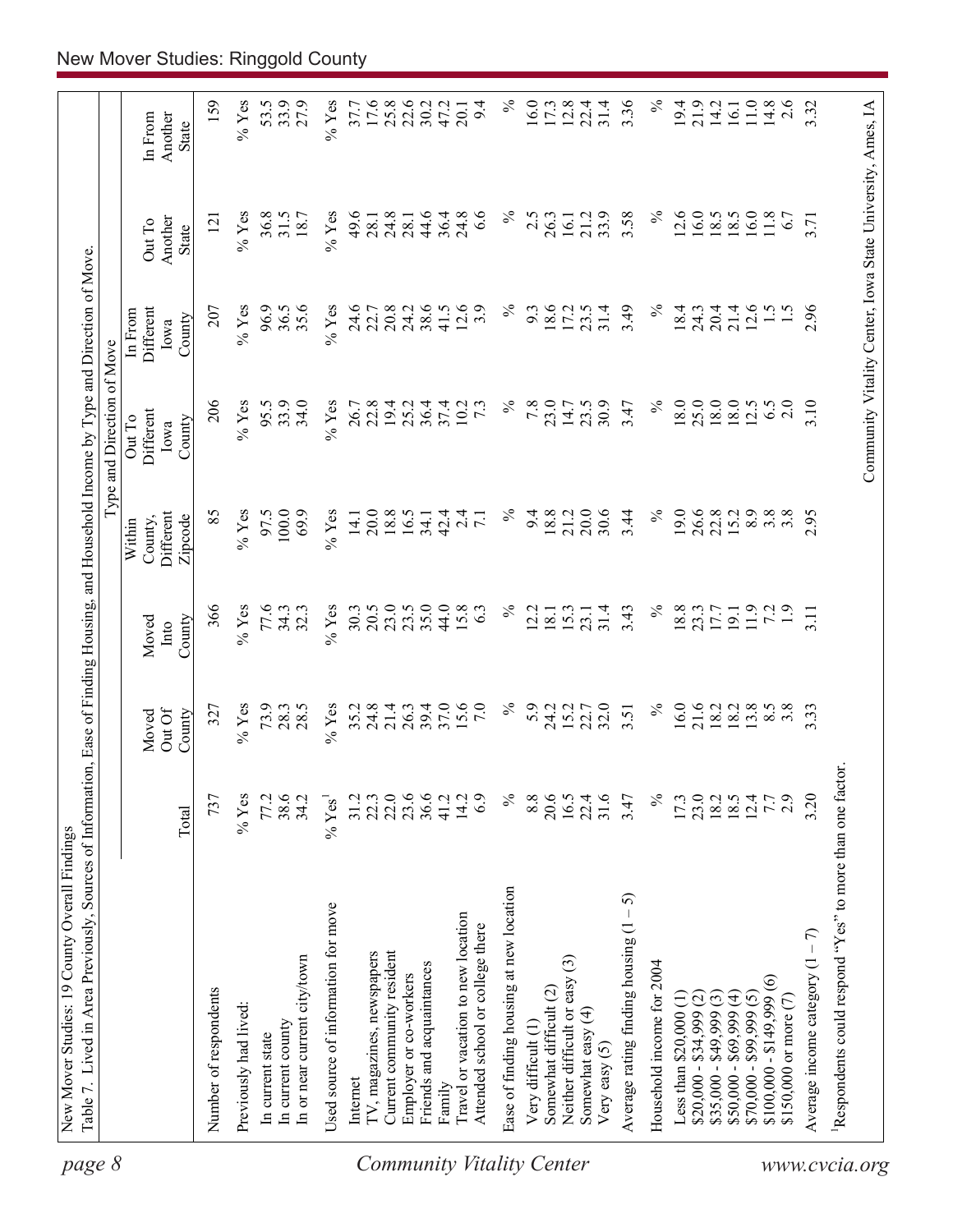New Mover Studies: 19 County Overall Findings

Table 7. Lived in Area Previously, Sources of Information, Ease of Finding Housing, and Household Income by Type and Direction of Move.

| | Total | Moved Out Of County | Moved Into County | Type and Direction of Move: Within County, Different Zipcode | Out To Different Iowa County | In From Different Iowa County | Out To Another State | In From Another State |
|---|---|---|---|---|---|---|---|---|
| Number of respondents | 737 | 327 | 366 | 85 | 206 | 207 | 121 | 159 |
| Previously had lived: | % Yes | % Yes | % Yes | % Yes | % Yes | % Yes | % Yes | % Yes |
| In current state | 77.2 | 73.9 | 77.6 | 97.5 | 95.5 | 96.9 | 36.8 | 53.5 |
| In current county | 38.6 | 28.3 | 34.3 | 100.0 | 33.9 | 36.5 | 31.5 | 33.9 |
| In or near current city/town | 34.2 | 28.5 | 32.3 | 69.9 | 34.0 | 35.6 | 18.7 | 27.9 |
| Used source of information for move | % Yes[1] | % Yes | % Yes | % Yes | % Yes | % Yes | % Yes | % Yes |
| Internet | 31.2 | 35.2 | 30.3 | 14.1 | 26.7 | 24.6 | 49.6 | 37.7 |
| TV, magazines, newspapers | 22.3 | 24.8 | 20.5 | 20.0 | 22.8 | 22.7 | 28.1 | 17.6 |
| Current community resident | 22.0 | 21.4 | 23.0 | 18.8 | 19.4 | 20.8 | 24.8 | 25.8 |
| Employer or co-workers | 23.6 | 26.3 | 23.5 | 16.5 | 25.2 | 24.2 | 28.1 | 22.6 |
| Friends and acquaintances | 36.6 | 39.4 | 35.0 | 34.1 | 36.4 | 38.6 | 44.6 | 30.2 |
| Family | 41.2 | 37.0 | 44.0 | 42.4 | 37.4 | 41.5 | 36.4 | 47.2 |
| Travel or vacation to new location | 14.2 | 15.6 | 15.8 | 2.4 | 10.2 | 12.6 | 24.8 | 20.1 |
| Attended school or college there | 6.9 | 7.0 | 6.3 | 7.1 | 7.3 | 3.9 | 6.6 | 9.4 |
| Ease of finding housing at new location | % | % | % | % | % | % | % | % |
| Very difficult (1) | 8.8 | 5.9 | 12.2 | 9.4 | 7.8 | 9.3 | 2.5 | 16.0 |
| Somewhat difficult (2) | 20.6 | 24.2 | 18.1 | 18.8 | 23.0 | 18.6 | 26.3 | 17.3 |
| Neither difficult or easy (3) | 16.5 | 15.2 | 15.3 | 21.2 | 14.7 | 17.2 | 16.1 | 12.8 |
| Somewhat easy (4) | 22.4 | 22.7 | 23.1 | 20.0 | 23.5 | 23.5 | 21.2 | 22.4 |
| Very easy (5) | 31.6 | 32.0 | 31.4 | 30.6 | 30.9 | 31.4 | 33.9 | 31.4 |
| Average rating finding housing (1 – 5) | 3.47 | 3.51 | 3.43 | 3.44 | 3.47 | 3.49 | 3.58 | 3.36 |
| Household income for 2004 | % | % | % | % | % | % | % | % |
| Less than $20,000 (1) | 17.3 | 16.0 | 18.8 | 19.0 | 18.0 | 18.4 | 12.6 | 19.4 |
| $20,000 - $34,999 (2) | 23.0 | 21.6 | 23.3 | 26.6 | 25.0 | 24.3 | 16.0 | 21.9 |
| $35,000 - $49,999 (3) | 18.2 | 18.2 | 17.7 | 22.8 | 18.0 | 20.4 | 18.5 | 14.2 |
| $50,000 - $69,999 (4) | 18.5 | 18.2 | 19.1 | 15.2 | 18.0 | 21.4 | 18.5 | 16.1 |
| $70,000 - $99,999 (5) | 12.4 | 13.8 | 11.9 | 8.9 | 12.5 | 12.6 | 16.0 | 11.0 |
| $100,000 - $149,999 (6) | 7.7 | 8.5 | 7.2 | 3.8 | 6.5 | 1.5 | 11.8 | 14.8 |
| $150,000 or more (7) | 2.9 | 3.8 | 1.9 | 3.8 | 2.0 | 1.5 | 6.7 | 2.6 |
| Average income category (1 – 7) | 3.20 | 3.33 | 3.11 | 2.95 | 3.10 | 2.96 | 3.71 | 3.32 |

[1]Respondents could respond "Yes" to more than one factor.

Community Vitality Center, Iowa State University, Ames, IA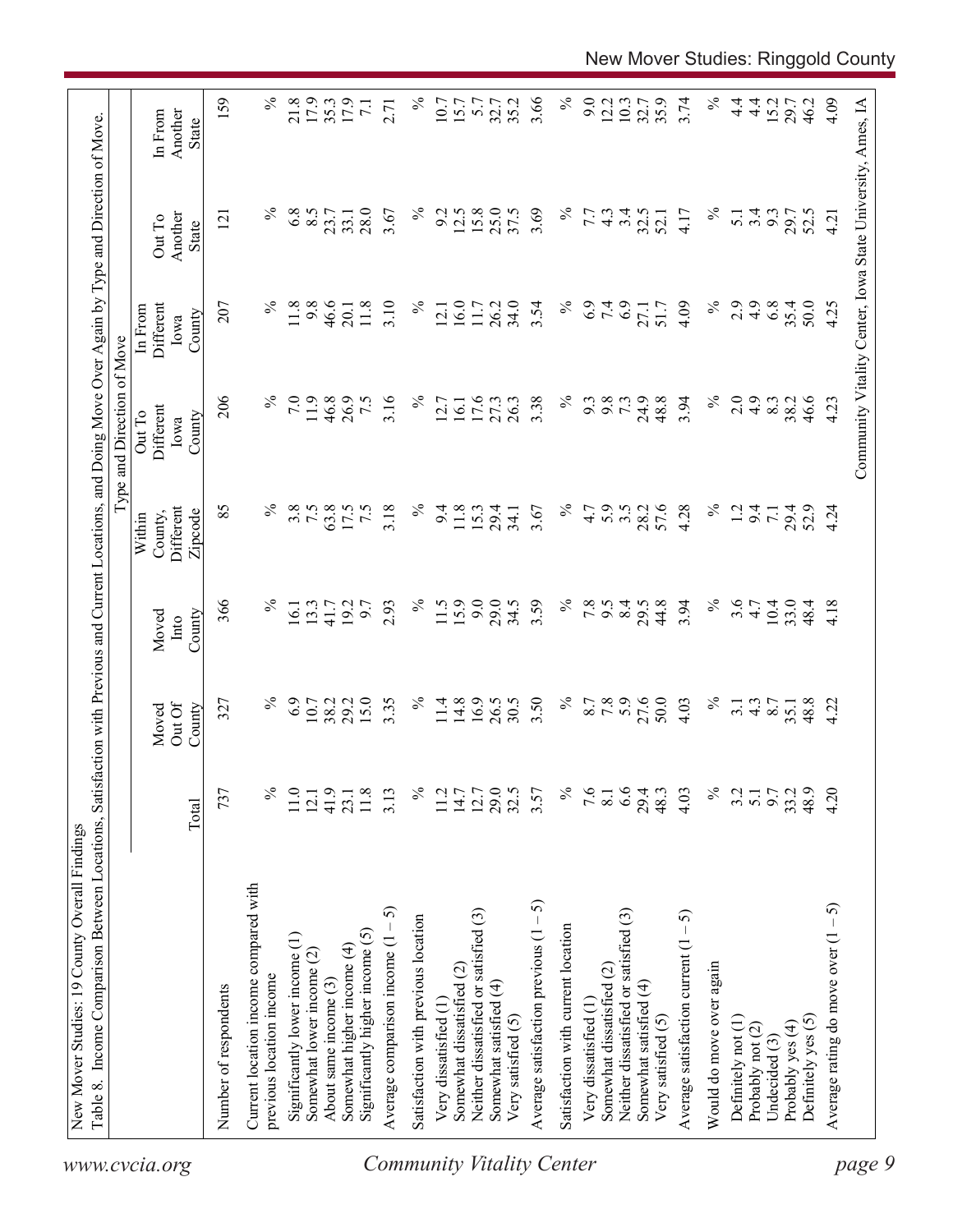New Mover Studies: 19 County Overall Findings

Table 8. Income Comparison Between Locations, Satisfaction with Previous and Current Locations, and Doing Move Over Again by Type and Direction of Move.

| | | Type and Direction of Move | | | | | | |
|---|---|---|---|---|---|---|---|---|
| | Total | Moved Out Of County | Moved Into County | Within County, Different Zipcode | Out To Different Iowa County | In From Different Iowa County | Out To Another State | In From Another State |
| Number of respondents | 737 | 327 | 366 | 85 | 206 | 207 | 121 | 159 |
| Current location income compared with previous location income | % | % | % | % | % | % | % | % |
| Significantly lower income (1) | 11.0 | 6.9 | 16.1 | 3.8 | 7.0 | 11.8 | 6.8 | 21.8 |
| Somewhat lower income (2) | 12.1 | 10.7 | 13.3 | 7.5 | 11.9 | 9.8 | 8.5 | 17.9 |
| About same income (3) | 41.9 | 38.2 | 41.7 | 63.8 | 46.8 | 46.6 | 23.7 | 35.3 |
| Somewhat higher income (4) | 23.1 | 29.2 | 19.2 | 17.5 | 26.9 | 20.1 | 33.1 | 17.9 |
| Significantly higher income (5) | 11.8 | 15.0 | 9.7 | 7.5 | 7.5 | 11.8 | 28.0 | 7.1 |
| Average comparison income (1 – 5) | 3.13 | 3.35 | 2.93 | 3.18 | 3.16 | 3.10 | 3.67 | 2.71 |
| Satisfaction with previous location | % | % | % | % | % | % | % | % |
| Very dissatisfied (1) | 11.2 | 11.4 | 11.5 | 9.4 | 12.7 | 12.1 | 9.2 | 10.7 |
| Somewhat dissatisfied (2) | 14.7 | 14.8 | 15.9 | 11.8 | 16.1 | 16.0 | 12.5 | 15.7 |
| Neither dissatisfied or satisfied (3) | 12.7 | 16.9 | 9.0 | 15.3 | 17.6 | 11.7 | 15.8 | 5.7 |
| Somewhat satisfied (4) | 29.0 | 26.5 | 29.0 | 29.4 | 27.3 | 26.2 | 25.0 | 32.7 |
| Very satisfied (5) | 32.5 | 30.5 | 34.5 | 34.1 | 26.3 | 34.0 | 37.5 | 35.2 |
| Average satisfaction previous (1 – 5) | 3.57 | 3.50 | 3.59 | 3.67 | 3.38 | 3.54 | 3.69 | 3.66 |
| Satisfaction with current location | % | % | % | % | % | % | % | % |
| Very dissatisfied (1) | 7.6 | 8.7 | 7.8 | 4.7 | 9.3 | 6.9 | 7.7 | 9.0 |
| Somewhat dissatisfied (2) | 8.1 | 7.8 | 9.5 | 5.9 | 9.8 | 7.4 | 4.3 | 12.2 |
| Neither dissatisfied or satisfied (3) | 6.6 | 5.9 | 8.4 | 3.5 | 7.3 | 6.9 | 3.4 | 10.3 |
| Somewhat satisfied (4) | 29.4 | 27.6 | 29.5 | 28.2 | 24.9 | 27.1 | 32.5 | 32.7 |
| Very satisfied (5) | 48.3 | 50.0 | 44.8 | 57.6 | 48.8 | 51.7 | 52.1 | 35.9 |
| Average satisfaction current (1 – 5) | 4.03 | 4.03 | 3.94 | 4.28 | 3.94 | 4.09 | 4.17 | 3.74 |
| Would do move over again | % | % | % | % | % | % | % | % |
| Definitely not (1) | 3.2 | 3.1 | 3.6 | 1.2 | 2.0 | 2.9 | 5.1 | 4.4 |
| Probably not (2) | 5.1 | 4.3 | 4.7 | 9.4 | 4.9 | 4.9 | 3.4 | 4.4 |
| Undecided (3) | 9.7 | 8.7 | 10.4 | 7.1 | 8.3 | 6.8 | 9.3 | 15.2 |
| Probably yes (4) | 33.2 | 35.1 | 33.0 | 29.4 | 38.2 | 35.4 | 29.7 | 29.7 |
| Definitely yes (5) | 48.9 | 48.8 | 48.4 | 52.9 | 46.6 | 50.0 | 52.5 | 46.2 |
| Average rating do move over (1 – 5) | 4.20 | 4.22 | 4.18 | 4.24 | 4.23 | 4.25 | 4.21 | 4.09 |

Community Vitality Center, Iowa State University, Ames, IA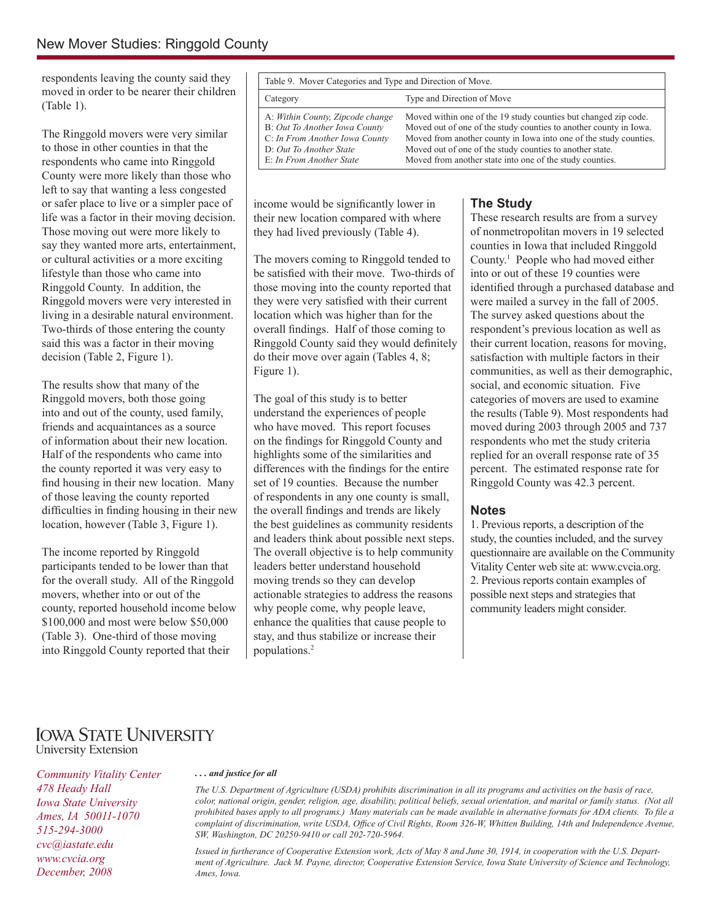respondents leaving the county said they moved in order to be nearer their children (Table 1).

The Ringgold movers were very similar to those in other counties in that the respondents who came into Ringgold County were more likely than those who left to say that wanting a less congested or safer place to live or a simpler pace of life was a factor in their moving decision. Those moving out were more likely to say they wanted more arts, entertainment, or cultural activities or a more exciting lifestyle than those who came into Ringgold County. In addition, the Ringgold movers were very interested in living in a desirable natural environment. Two-thirds of those entering the county said this was a factor in their moving decision (Table 2, Figure 1).

The results show that many of the Ringgold movers, both those going into and out of the county, used family, friends and acquaintances as a source of information about their new location. Half of the respondents who came into the county reported it was very easy to find housing in their new location. Many of those leaving the county reported difficulties in finding housing in their new location, however (Table 3, Figure 1).

The income reported by Ringgold participants tended to be lower than that for the overall study. All of the Ringgold movers, whether into or out of the county, reported household income below $100,000 and most were below $50,000 (Table 3). One-third of those moving into Ringgold County reported that their income would be significantly lower in their new location compared with where they had lived previously (Table 4).

The movers coming to Ringgold tended to be satisfied with their move. Two-thirds of those moving into the county reported that they were very satisfied with their current location which was higher than for the overall findings. Half of those coming to Ringgold County said they would definitely do their move over again (Tables 4, 8; Figure 1).

The goal of this study is to better understand the experiences of people who have moved. This report focuses on the findings for Ringgold County and highlights some of the similarities and differences with the findings for the entire set of 19 counties. Because the number of respondents in any one county is small, the overall findings and trends are likely the best guidelines as community residents and leaders think about possible next steps. The overall objective is to help community leaders better understand household moving trends so they can develop actionable strategies to address the reasons why people come, why people leave, enhance the qualities that cause people to stay, and thus stabilize or increase their populations.[2]

Table 9. Mover Categories and Type and Direction of Move.

| Category | Type and Direction of Move |
|---|---|
| A: *Within County, Zipcode change* | Moved within one of the 19 study counties but changed zip code. |
| B: *Out To Another Iowa County* | Moved out of one of the study counties to another county in Iowa. |
| C: *In From Another Iowa County* | Moved from another county in Iowa into one of the study counties. |
| D: *Out To Another State* | Moved out of one of the study counties to another state. |
| E: *In From Another State* | Moved from another state into one of the study counties. |

## The Study

These research results are from a survey of nonmetropolitan movers in 19 selected counties in Iowa that included Ringgold County.[1] People who had moved either into or out of these 19 counties were identified through a purchased database and were mailed a survey in the fall of 2005. The survey asked questions about the respondent's previous location as well as their current location, reasons for moving, satisfaction with multiple factors in their communities, as well as their demographic, social, and economic situation. Five categories of movers are used to examine the results (Table 9). Most respondents had moved during 2003 through 2005 and 737 respondents who met the study criteria replied for an overall response rate of 35 percent. The estimated response rate for Ringgold County was 42.3 percent.

## Notes

1. Previous reports, a description of the study, the counties included, and the survey questionnaire are available on the Community Vitality Center web site at: www.cvcia.org.
2. Previous reports contain examples of possible next steps and strategies that community leaders might consider.

IOWA STATE UNIVERSITY
University Extension

*Community Vitality Center*
*478 Heady Hall*
*Iowa State University*
*Ames, IA 50011-1070*
*515-294-3000*
*cvc@iastate.edu*
*www.cvcia.org*
*December, 2008*

***. . . and justice for all***

*The U.S. Department of Agriculture (USDA) prohibits discrimination in all its programs and activities on the basis of race, color, national origin, gender, religion, age, disability, political beliefs, sexual orientation, and marital or family status. (Not all prohibited bases apply to all programs.) Many materials can be made available in alternative formats for ADA clients. To file a complaint of discrimination, write USDA, Office of Civil Rights, Room 326-W, Whitten Building, 14th and Independence Avenue, SW, Washington, DC 20250-9410 or call 202-720-5964.*

*Issued in furtherance of Cooperative Extension work, Acts of May 8 and June 30, 1914, in cooperation with the U.S. Department of Agriculture. Jack M. Payne, director, Cooperative Extension Service, Iowa State University of Science and Technology, Ames, Iowa.*